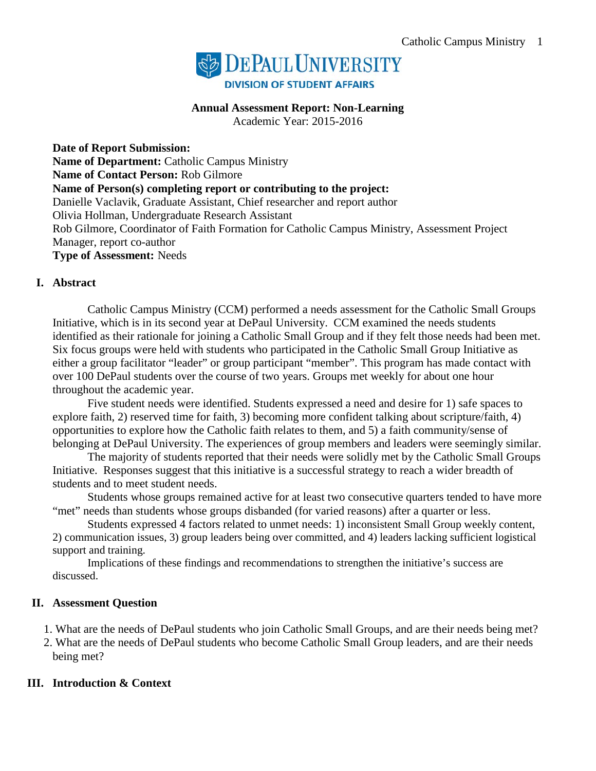**DEPAUL UNIVERSITY**
**DIVISION OF STUDENT AFFAIRS**

**Annual Assessment Report: Non-Learning**
Academic Year: 2015-2016

**Date of Report Submission:**
**Name of Department:** Catholic Campus Ministry
**Name of Contact Person:** Rob Gilmore
**Name of Person(s) completing report or contributing to the project:**
Danielle Vaclavik, Graduate Assistant, Chief researcher and report author
Olivia Hollman, Undergraduate Research Assistant
Rob Gilmore, Coordinator of Faith Formation for Catholic Campus Ministry, Assessment Project Manager, report co-author
**Type of Assessment:** Needs

## I. Abstract

Catholic Campus Ministry (CCM) performed a needs assessment for the Catholic Small Groups Initiative, which is in its second year at DePaul University. CCM examined the needs students identified as their rationale for joining a Catholic Small Group and if they felt those needs had been met. Six focus groups were held with students who participated in the Catholic Small Group Initiative as either a group facilitator "leader" or group participant "member". This program has made contact with over 100 DePaul students over the course of two years. Groups met weekly for about one hour throughout the academic year.

Five student needs were identified. Students expressed a need and desire for 1) safe spaces to explore faith, 2) reserved time for faith, 3) becoming more confident talking about scripture/faith, 4) opportunities to explore how the Catholic faith relates to them, and 5) a faith community/sense of belonging at DePaul University. The experiences of group members and leaders were seemingly similar.

The majority of students reported that their needs were solidly met by the Catholic Small Groups Initiative. Responses suggest that this initiative is a successful strategy to reach a wider breadth of students and to meet student needs.

Students whose groups remained active for at least two consecutive quarters tended to have more "met" needs than students whose groups disbanded (for varied reasons) after a quarter or less.

Students expressed 4 factors related to unmet needs: 1) inconsistent Small Group weekly content, 2) communication issues, 3) group leaders being over committed, and 4) leaders lacking sufficient logistical support and training.

Implications of these findings and recommendations to strengthen the initiative's success are discussed.

## II. Assessment Question

1. What are the needs of DePaul students who join Catholic Small Groups, and are their needs being met?
2. What are the needs of DePaul students who become Catholic Small Group leaders, and are their needs being met?

## III. Introduction & Context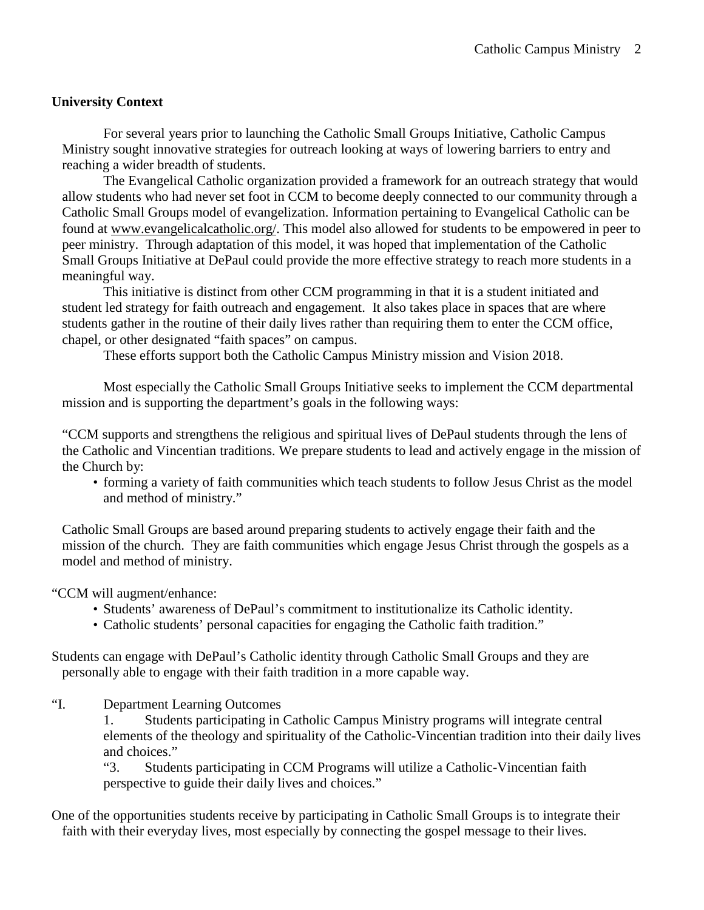**University Context**

For several years prior to launching the Catholic Small Groups Initiative, Catholic Campus Ministry sought innovative strategies for outreach looking at ways of lowering barriers to entry and reaching a wider breadth of students.

The Evangelical Catholic organization provided a framework for an outreach strategy that would allow students who had never set foot in CCM to become deeply connected to our community through a Catholic Small Groups model of evangelization. Information pertaining to Evangelical Catholic can be found at www.evangelicalcatholic.org/. This model also allowed for students to be empowered in peer to peer ministry. Through adaptation of this model, it was hoped that implementation of the Catholic Small Groups Initiative at DePaul could provide the more effective strategy to reach more students in a meaningful way.

This initiative is distinct from other CCM programming in that it is a student initiated and student led strategy for faith outreach and engagement. It also takes place in spaces that are where students gather in the routine of their daily lives rather than requiring them to enter the CCM office, chapel, or other designated "faith spaces" on campus.

These efforts support both the Catholic Campus Ministry mission and Vision 2018.

Most especially the Catholic Small Groups Initiative seeks to implement the CCM departmental mission and is supporting the department's goals in the following ways:

"CCM supports and strengthens the religious and spiritual lives of DePaul students through the lens of the Catholic and Vincentian traditions. We prepare students to lead and actively engage in the mission of the Church by:

- forming a variety of faith communities which teach students to follow Jesus Christ as the model and method of ministry."

Catholic Small Groups are based around preparing students to actively engage their faith and the mission of the church. They are faith communities which engage Jesus Christ through the gospels as a model and method of ministry.

"CCM will augment/enhance:

- Students' awareness of DePaul's commitment to institutionalize its Catholic identity.
- Catholic students' personal capacities for engaging the Catholic faith tradition."

Students can engage with DePaul's Catholic identity through Catholic Small Groups and they are personally able to engage with their faith tradition in a more capable way.

"I. Department Learning Outcomes

1. Students participating in Catholic Campus Ministry programs will integrate central elements of the theology and spirituality of the Catholic-Vincentian tradition into their daily lives and choices."

"3. Students participating in CCM Programs will utilize a Catholic-Vincentian faith perspective to guide their daily lives and choices."

One of the opportunities students receive by participating in Catholic Small Groups is to integrate their faith with their everyday lives, most especially by connecting the gospel message to their lives.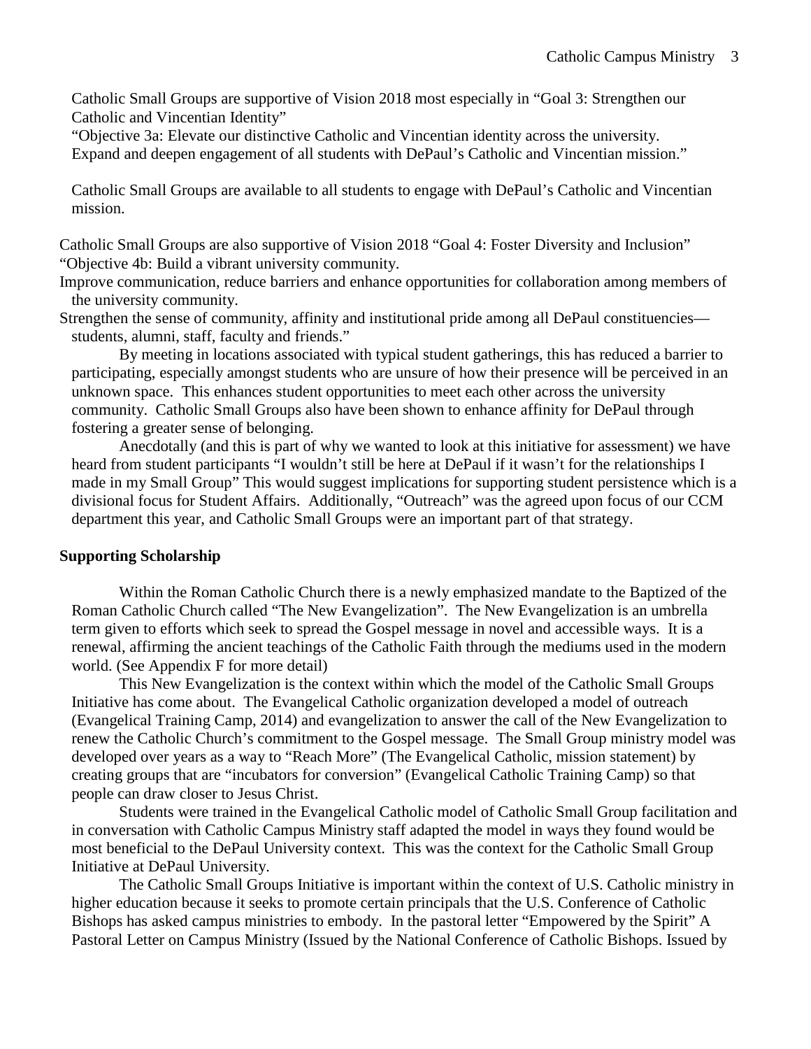Catholic Small Groups are supportive of Vision 2018 most especially in "Goal 3: Strengthen our Catholic and Vincentian Identity"
"Objective 3a: Elevate our distinctive Catholic and Vincentian identity across the university. Expand and deepen engagement of all students with DePaul's Catholic and Vincentian mission."

Catholic Small Groups are available to all students to engage with DePaul's Catholic and Vincentian mission.

Catholic Small Groups are also supportive of Vision 2018 "Goal 4: Foster Diversity and Inclusion"
"Objective 4b: Build a vibrant university community.
Improve communication, reduce barriers and enhance opportunities for collaboration among members of the university community.
Strengthen the sense of community, affinity and institutional pride among all DePaul constituencies—students, alumni, staff, faculty and friends."

By meeting in locations associated with typical student gatherings, this has reduced a barrier to participating, especially amongst students who are unsure of how their presence will be perceived in an unknown space. This enhances student opportunities to meet each other across the university community. Catholic Small Groups also have been shown to enhance affinity for DePaul through fostering a greater sense of belonging.

Anecdotally (and this is part of why we wanted to look at this initiative for assessment) we have heard from student participants "I wouldn't still be here at DePaul if it wasn't for the relationships I made in my Small Group" This would suggest implications for supporting student persistence which is a divisional focus for Student Affairs. Additionally, "Outreach" was the agreed upon focus of our CCM department this year, and Catholic Small Groups were an important part of that strategy.

**Supporting Scholarship**

Within the Roman Catholic Church there is a newly emphasized mandate to the Baptized of the Roman Catholic Church called "The New Evangelization". The New Evangelization is an umbrella term given to efforts which seek to spread the Gospel message in novel and accessible ways. It is a renewal, affirming the ancient teachings of the Catholic Faith through the mediums used in the modern world. (See Appendix F for more detail)

This New Evangelization is the context within which the model of the Catholic Small Groups Initiative has come about. The Evangelical Catholic organization developed a model of outreach (Evangelical Training Camp, 2014) and evangelization to answer the call of the New Evangelization to renew the Catholic Church's commitment to the Gospel message. The Small Group ministry model was developed over years as a way to "Reach More" (The Evangelical Catholic, mission statement) by creating groups that are "incubators for conversion" (Evangelical Catholic Training Camp) so that people can draw closer to Jesus Christ.

Students were trained in the Evangelical Catholic model of Catholic Small Group facilitation and in conversation with Catholic Campus Ministry staff adapted the model in ways they found would be most beneficial to the DePaul University context. This was the context for the Catholic Small Group Initiative at DePaul University.

The Catholic Small Groups Initiative is important within the context of U.S. Catholic ministry in higher education because it seeks to promote certain principals that the U.S. Conference of Catholic Bishops has asked campus ministries to embody. In the pastoral letter "Empowered by the Spirit" A Pastoral Letter on Campus Ministry (Issued by the National Conference of Catholic Bishops. Issued by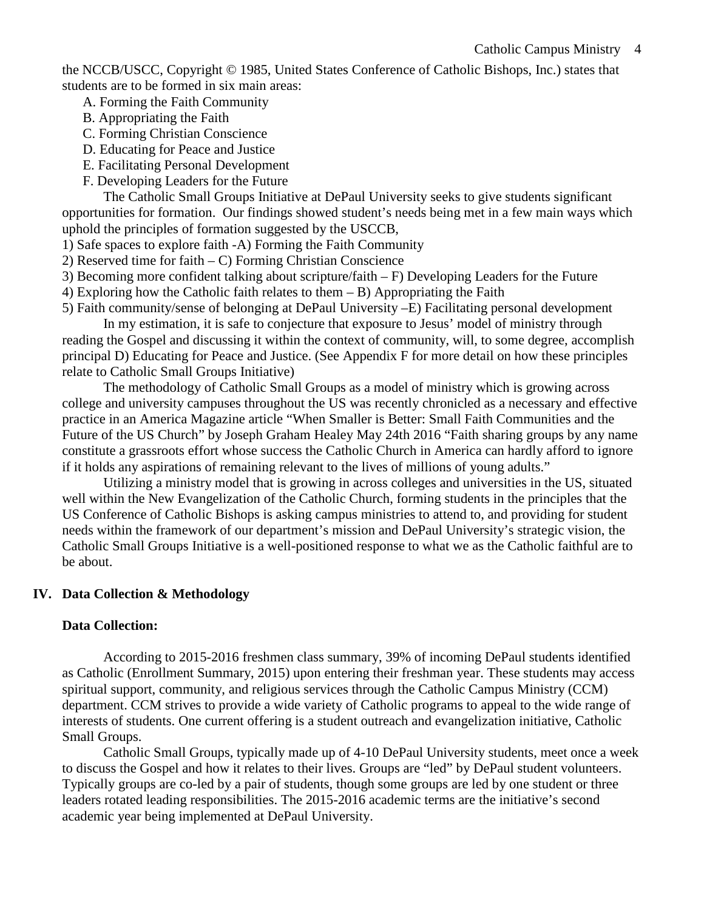the NCCB/USCC, Copyright © 1985, United States Conference of Catholic Bishops, Inc.) states that students are to be formed in six main areas:

A. Forming the Faith Community
B. Appropriating the Faith
C. Forming Christian Conscience
D. Educating for Peace and Justice
E. Facilitating Personal Development
F. Developing Leaders for the Future

The Catholic Small Groups Initiative at DePaul University seeks to give students significant opportunities for formation. Our findings showed student's needs being met in a few main ways which uphold the principles of formation suggested by the USCCB,

1) Safe spaces to explore faith -A) Forming the Faith Community
2) Reserved time for faith – C) Forming Christian Conscience
3) Becoming more confident talking about scripture/faith – F) Developing Leaders for the Future
4) Exploring how the Catholic faith relates to them – B) Appropriating the Faith
5) Faith community/sense of belonging at DePaul University –E) Facilitating personal development

In my estimation, it is safe to conjecture that exposure to Jesus' model of ministry through reading the Gospel and discussing it within the context of community, will, to some degree, accomplish principal D) Educating for Peace and Justice. (See Appendix F for more detail on how these principles relate to Catholic Small Groups Initiative)

The methodology of Catholic Small Groups as a model of ministry which is growing across college and university campuses throughout the US was recently chronicled as a necessary and effective practice in an America Magazine article "When Smaller is Better: Small Faith Communities and the Future of the US Church" by Joseph Graham Healey May 24th 2016 "Faith sharing groups by any name constitute a grassroots effort whose success the Catholic Church in America can hardly afford to ignore if it holds any aspirations of remaining relevant to the lives of millions of young adults."

Utilizing a ministry model that is growing in across colleges and universities in the US, situated well within the New Evangelization of the Catholic Church, forming students in the principles that the US Conference of Catholic Bishops is asking campus ministries to attend to, and providing for student needs within the framework of our department's mission and DePaul University's strategic vision, the Catholic Small Groups Initiative is a well-positioned response to what we as the Catholic faithful are to be about.

## IV. Data Collection & Methodology

### Data Collection:

According to 2015-2016 freshmen class summary, 39% of incoming DePaul students identified as Catholic (Enrollment Summary, 2015) upon entering their freshman year. These students may access spiritual support, community, and religious services through the Catholic Campus Ministry (CCM) department. CCM strives to provide a wide variety of Catholic programs to appeal to the wide range of interests of students. One current offering is a student outreach and evangelization initiative, Catholic Small Groups.

Catholic Small Groups, typically made up of 4-10 DePaul University students, meet once a week to discuss the Gospel and how it relates to their lives. Groups are "led" by DePaul student volunteers. Typically groups are co-led by a pair of students, though some groups are led by one student or three leaders rotated leading responsibilities. The 2015-2016 academic terms are the initiative's second academic year being implemented at DePaul University.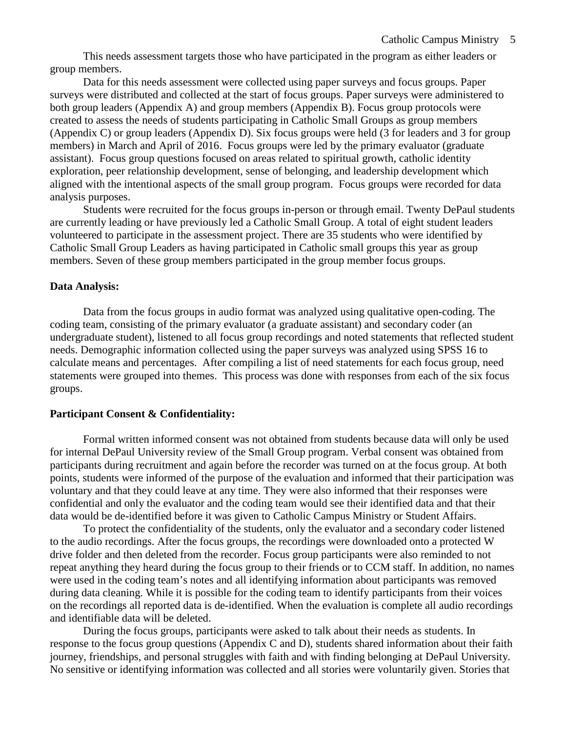This needs assessment targets those who have participated in the program as either leaders or group members.

Data for this needs assessment were collected using paper surveys and focus groups. Paper surveys were distributed and collected at the start of focus groups. Paper surveys were administered to both group leaders (Appendix A) and group members (Appendix B). Focus group protocols were created to assess the needs of students participating in Catholic Small Groups as group members (Appendix C) or group leaders (Appendix D). Six focus groups were held (3 for leaders and 3 for group members) in March and April of 2016. Focus groups were led by the primary evaluator (graduate assistant). Focus group questions focused on areas related to spiritual growth, catholic identity exploration, peer relationship development, sense of belonging, and leadership development which aligned with the intentional aspects of the small group program. Focus groups were recorded for data analysis purposes.

Students were recruited for the focus groups in-person or through email. Twenty DePaul students are currently leading or have previously led a Catholic Small Group. A total of eight student leaders volunteered to participate in the assessment project. There are 35 students who were identified by Catholic Small Group Leaders as having participated in Catholic small groups this year as group members. Seven of these group members participated in the group member focus groups.

**Data Analysis:**

Data from the focus groups in audio format was analyzed using qualitative open-coding. The coding team, consisting of the primary evaluator (a graduate assistant) and secondary coder (an undergraduate student), listened to all focus group recordings and noted statements that reflected student needs. Demographic information collected using the paper surveys was analyzed using SPSS 16 to calculate means and percentages. After compiling a list of need statements for each focus group, need statements were grouped into themes. This process was done with responses from each of the six focus groups.

**Participant Consent & Confidentiality:**

Formal written informed consent was not obtained from students because data will only be used for internal DePaul University review of the Small Group program. Verbal consent was obtained from participants during recruitment and again before the recorder was turned on at the focus group. At both points, students were informed of the purpose of the evaluation and informed that their participation was voluntary and that they could leave at any time. They were also informed that their responses were confidential and only the evaluator and the coding team would see their identified data and that their data would be de-identified before it was given to Catholic Campus Ministry or Student Affairs.

To protect the confidentiality of the students, only the evaluator and a secondary coder listened to the audio recordings. After the focus groups, the recordings were downloaded onto a protected W drive folder and then deleted from the recorder. Focus group participants were also reminded to not repeat anything they heard during the focus group to their friends or to CCM staff. In addition, no names were used in the coding team's notes and all identifying information about participants was removed during data cleaning. While it is possible for the coding team to identify participants from their voices on the recordings all reported data is de-identified. When the evaluation is complete all audio recordings and identifiable data will be deleted.

During the focus groups, participants were asked to talk about their needs as students. In response to the focus group questions (Appendix C and D), students shared information about their faith journey, friendships, and personal struggles with faith and with finding belonging at DePaul University. No sensitive or identifying information was collected and all stories were voluntarily given. Stories that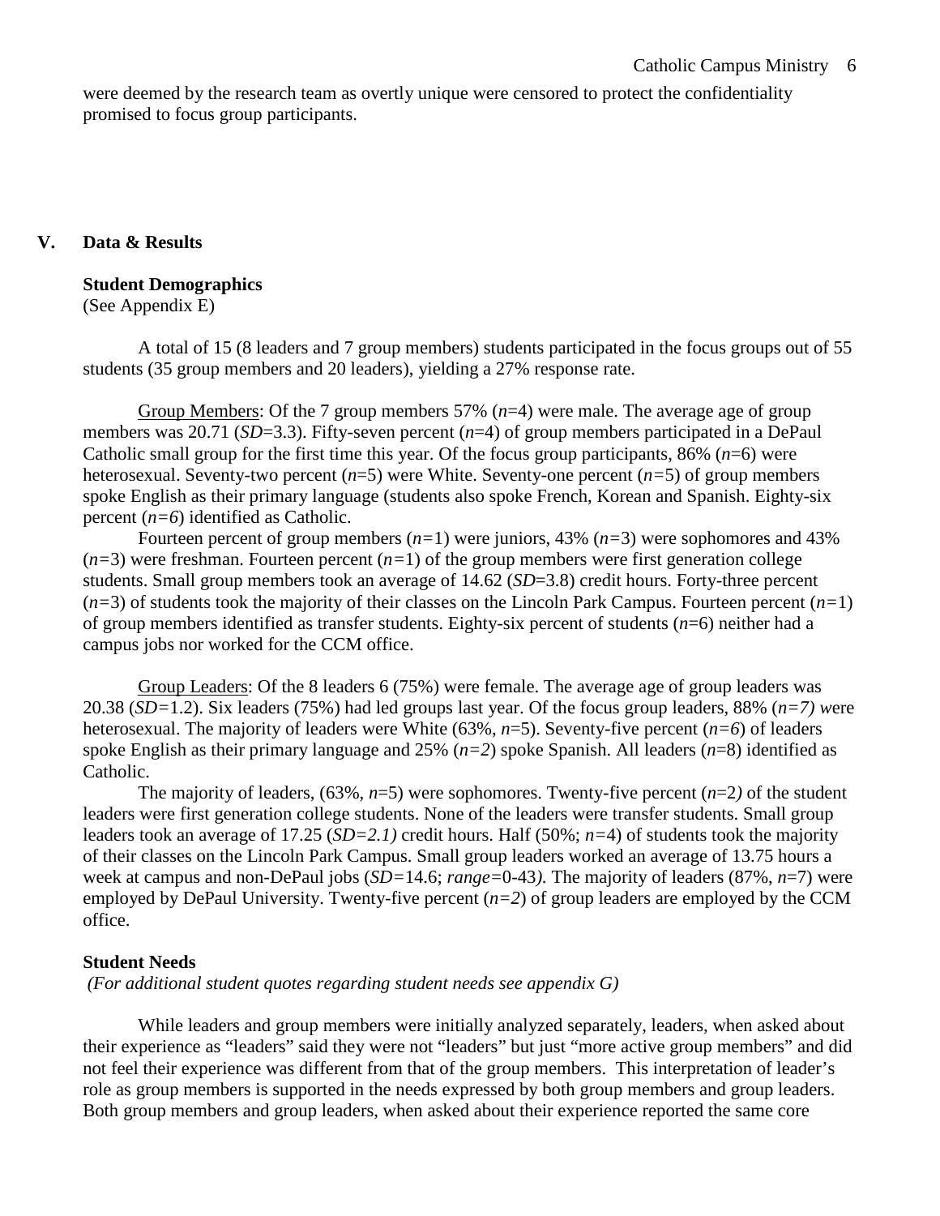were deemed by the research team as overtly unique were censored to protect the confidentiality promised to focus group participants.

## V. Data & Results

### Student Demographics

(See Appendix E)

A total of 15 (8 leaders and 7 group members) students participated in the focus groups out of 55 students (35 group members and 20 leaders), yielding a 27% response rate.

Group Members: Of the 7 group members 57% (*n*=4) were male. The average age of group members was 20.71 (*SD*=3.3). Fifty-seven percent (*n*=4) of group members participated in a DePaul Catholic small group for the first time this year. Of the focus group participants, 86% (*n*=6) were heterosexual. Seventy-two percent (*n*=5) were White. Seventy-one percent (*n=*5) of group members spoke English as their primary language (students also spoke French, Korean and Spanish. Eighty-six percent (*n=6*) identified as Catholic.

Fourteen percent of group members (*n=*1) were juniors, 43% (*n=*3) were sophomores and 43% (*n=*3) were freshman. Fourteen percent (*n=*1) of the group members were first generation college students. Small group members took an average of 14.62 (*SD*=3.8) credit hours. Forty-three percent (*n=*3) of students took the majority of their classes on the Lincoln Park Campus. Fourteen percent (*n=*1) of group members identified as transfer students. Eighty-six percent of students (*n*=6) neither had a campus jobs nor worked for the CCM office.

Group Leaders: Of the 8 leaders 6 (75%) were female. The average age of group leaders was 20.38 (*SD=*1.2). Six leaders (75%) had led groups last year. Of the focus group leaders, 88% (*n=7) w*ere heterosexual. The majority of leaders were White (63%, *n*=5). Seventy-five percent (*n=6*) of leaders spoke English as their primary language and 25% (*n=2*) spoke Spanish. All leaders (*n*=8) identified as Catholic.

The majority of leaders, (63%, *n*=5) were sophomores. Twenty-five percent (*n*=2*)* of the student leaders were first generation college students. None of the leaders were transfer students. Small group leaders took an average of 17.25 (*SD=2.1)* credit hours. Half (50%; *n=*4) of students took the majority of their classes on the Lincoln Park Campus. Small group leaders worked an average of 13.75 hours a week at campus and non-DePaul jobs (*SD=*14.6; *range=*0-43*).* The majority of leaders (87%, *n*=7) were employed by DePaul University. Twenty-five percent (*n=2*) of group leaders are employed by the CCM office.

### Student Needs

*(For additional student quotes regarding student needs see appendix G)*

While leaders and group members were initially analyzed separately, leaders, when asked about their experience as "leaders" said they were not "leaders" but just "more active group members" and did not feel their experience was different from that of the group members. This interpretation of leader's role as group members is supported in the needs expressed by both group members and group leaders. Both group members and group leaders, when asked about their experience reported the same core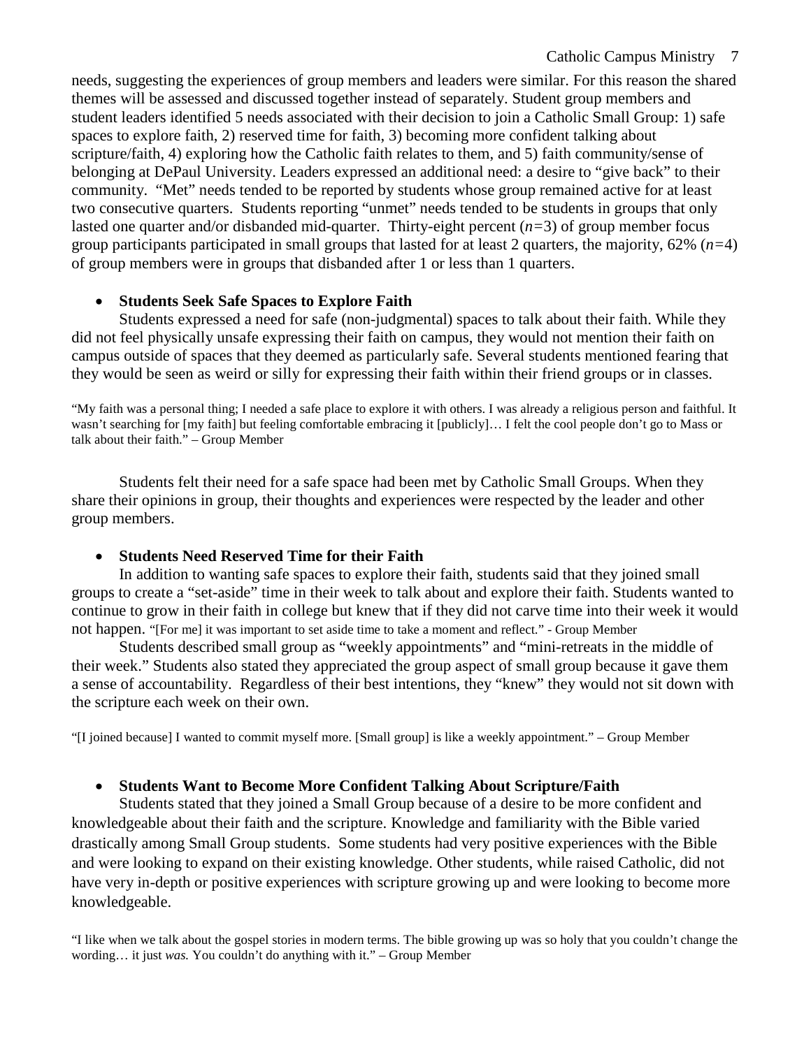needs, suggesting the experiences of group members and leaders were similar. For this reason the shared themes will be assessed and discussed together instead of separately. Student group members and student leaders identified 5 needs associated with their decision to join a Catholic Small Group: 1) safe spaces to explore faith, 2) reserved time for faith, 3) becoming more confident talking about scripture/faith, 4) exploring how the Catholic faith relates to them, and 5) faith community/sense of belonging at DePaul University. Leaders expressed an additional need: a desire to "give back" to their community. "Met" needs tended to be reported by students whose group remained active for at least two consecutive quarters. Students reporting "unmet" needs tended to be students in groups that only lasted one quarter and/or disbanded mid-quarter. Thirty-eight percent ($n=3$) of group member focus group participants participated in small groups that lasted for at least 2 quarters, the majority, 62% ($n=4$) of group members were in groups that disbanded after 1 or less than 1 quarters.

- **Students Seek Safe Spaces to Explore Faith**

Students expressed a need for safe (non-judgmental) spaces to talk about their faith. While they did not feel physically unsafe expressing their faith on campus, they would not mention their faith on campus outside of spaces that they deemed as particularly safe. Several students mentioned fearing that they would be seen as weird or silly for expressing their faith within their friend groups or in classes.

"My faith was a personal thing; I needed a safe place to explore it with others. I was already a religious person and faithful. It wasn't searching for [my faith] but feeling comfortable embracing it [publicly]… I felt the cool people don't go to Mass or talk about their faith." – Group Member

Students felt their need for a safe space had been met by Catholic Small Groups. When they share their opinions in group, their thoughts and experiences were respected by the leader and other group members.

- **Students Need Reserved Time for their Faith**

In addition to wanting safe spaces to explore their faith, students said that they joined small groups to create a "set-aside" time in their week to talk about and explore their faith. Students wanted to continue to grow in their faith in college but knew that if they did not carve time into their week it would not happen. "[For me] it was important to set aside time to take a moment and reflect." - Group Member

Students described small group as "weekly appointments" and "mini-retreats in the middle of their week." Students also stated they appreciated the group aspect of small group because it gave them a sense of accountability. Regardless of their best intentions, they "knew" they would not sit down with the scripture each week on their own.

"[I joined because] I wanted to commit myself more. [Small group] is like a weekly appointment." – Group Member

- **Students Want to Become More Confident Talking About Scripture/Faith**

Students stated that they joined a Small Group because of a desire to be more confident and knowledgeable about their faith and the scripture. Knowledge and familiarity with the Bible varied drastically among Small Group students. Some students had very positive experiences with the Bible and were looking to expand on their existing knowledge. Other students, while raised Catholic, did not have very in-depth or positive experiences with scripture growing up and were looking to become more knowledgeable.

"I like when we talk about the gospel stories in modern terms. The bible growing up was so holy that you couldn't change the wording… it just *was.* You couldn't do anything with it." – Group Member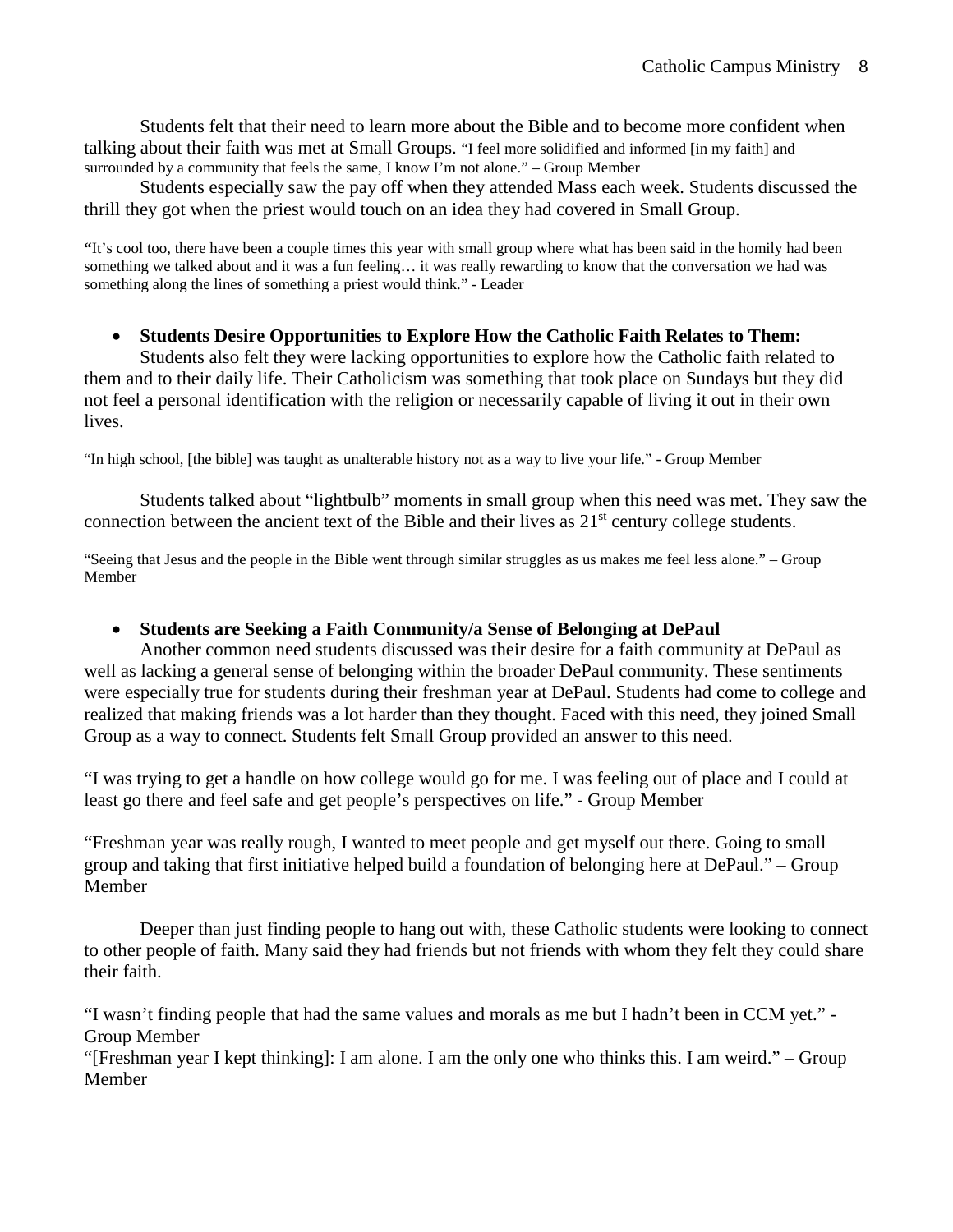Students felt that their need to learn more about the Bible and to become more confident when talking about their faith was met at Small Groups. "I feel more solidified and informed [in my faith] and surrounded by a community that feels the same, I know I'm not alone." – Group Member

Students especially saw the pay off when they attended Mass each week. Students discussed the thrill they got when the priest would touch on an idea they had covered in Small Group.

"It's cool too, there have been a couple times this year with small group where what has been said in the homily had been something we talked about and it was a fun feeling… it was really rewarding to know that the conversation we had was something along the lines of something a priest would think." - Leader

- **Students Desire Opportunities to Explore How the Catholic Faith Relates to Them:**

Students also felt they were lacking opportunities to explore how the Catholic faith related to them and to their daily life. Their Catholicism was something that took place on Sundays but they did not feel a personal identification with the religion or necessarily capable of living it out in their own lives.

"In high school, [the bible] was taught as unalterable history not as a way to live your life." - Group Member

Students talked about "lightbulb" moments in small group when this need was met. They saw the connection between the ancient text of the Bible and their lives as 21st century college students.

"Seeing that Jesus and the people in the Bible went through similar struggles as us makes me feel less alone." – Group Member

- **Students are Seeking a Faith Community/a Sense of Belonging at DePaul**

Another common need students discussed was their desire for a faith community at DePaul as well as lacking a general sense of belonging within the broader DePaul community. These sentiments were especially true for students during their freshman year at DePaul. Students had come to college and realized that making friends was a lot harder than they thought. Faced with this need, they joined Small Group as a way to connect. Students felt Small Group provided an answer to this need.

"I was trying to get a handle on how college would go for me. I was feeling out of place and I could at least go there and feel safe and get people's perspectives on life." - Group Member

"Freshman year was really rough, I wanted to meet people and get myself out there. Going to small group and taking that first initiative helped build a foundation of belonging here at DePaul." – Group Member

Deeper than just finding people to hang out with, these Catholic students were looking to connect to other people of faith. Many said they had friends but not friends with whom they felt they could share their faith.

"I wasn't finding people that had the same values and morals as me but I hadn't been in CCM yet." - Group Member

"[Freshman year I kept thinking]: I am alone. I am the only one who thinks this. I am weird." – Group Member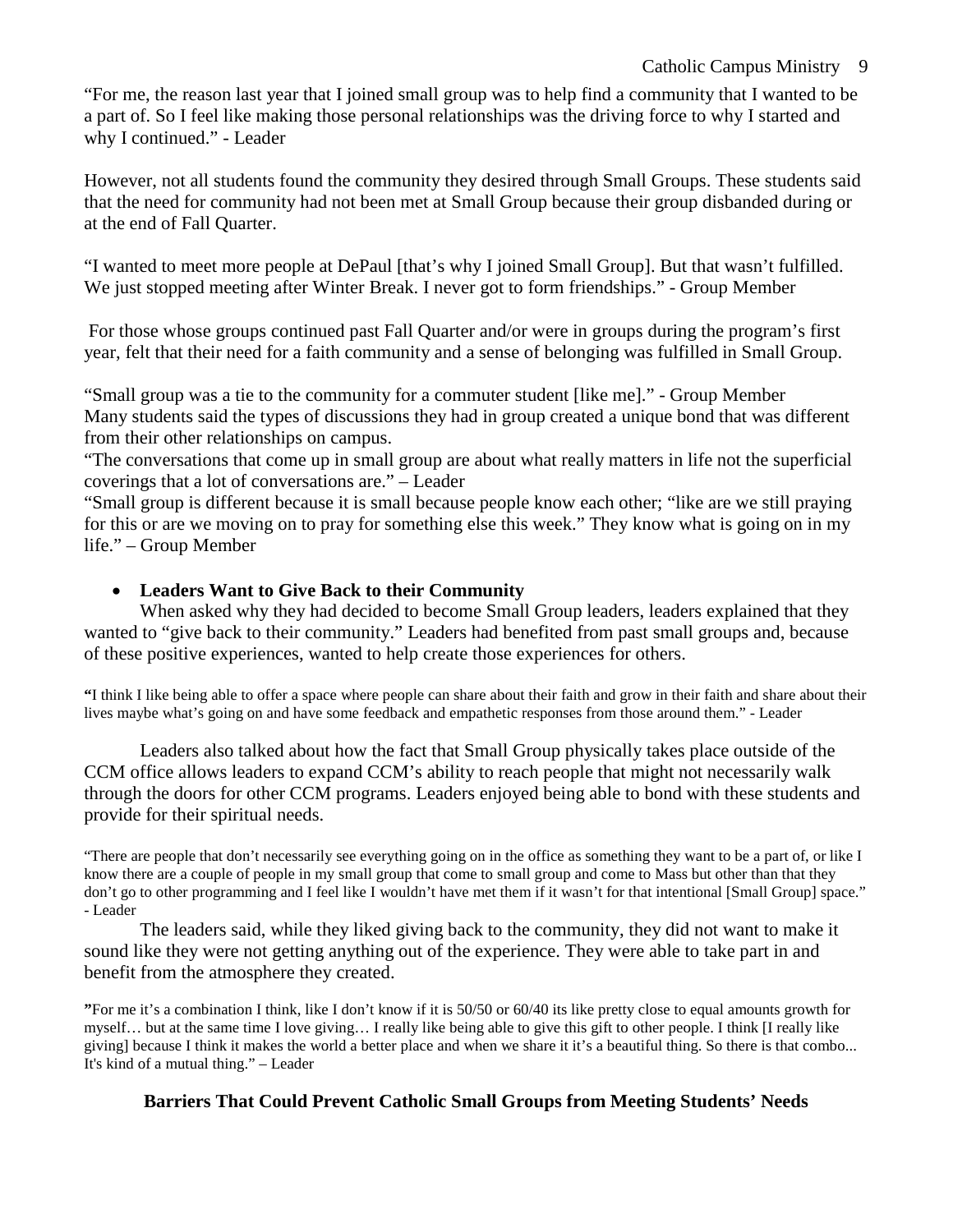"For me, the reason last year that I joined small group was to help find a community that I wanted to be a part of. So I feel like making those personal relationships was the driving force to why I started and why I continued." - Leader

However, not all students found the community they desired through Small Groups. These students said that the need for community had not been met at Small Group because their group disbanded during or at the end of Fall Quarter.

"I wanted to meet more people at DePaul [that's why I joined Small Group]. But that wasn't fulfilled. We just stopped meeting after Winter Break. I never got to form friendships." - Group Member

For those whose groups continued past Fall Quarter and/or were in groups during the program's first year, felt that their need for a faith community and a sense of belonging was fulfilled in Small Group.

"Small group was a tie to the community for a commuter student [like me]." - Group Member
Many students said the types of discussions they had in group created a unique bond that was different from their other relationships on campus.
"The conversations that come up in small group are about what really matters in life not the superficial coverings that a lot of conversations are." – Leader
"Small group is different because it is small because people know each other; "like are we still praying for this or are we moving on to pray for something else this week." They know what is going on in my life." – Group Member

- **Leaders Want to Give Back to their Community**

When asked why they had decided to become Small Group leaders, leaders explained that they wanted to "give back to their community." Leaders had benefited from past small groups and, because of these positive experiences, wanted to help create those experiences for others.

"I think I like being able to offer a space where people can share about their faith and grow in their faith and share about their lives maybe what's going on and have some feedback and empathetic responses from those around them." - Leader

Leaders also talked about how the fact that Small Group physically takes place outside of the CCM office allows leaders to expand CCM's ability to reach people that might not necessarily walk through the doors for other CCM programs. Leaders enjoyed being able to bond with these students and provide for their spiritual needs.

"There are people that don't necessarily see everything going on in the office as something they want to be a part of, or like I know there are a couple of people in my small group that come to small group and come to Mass but other than that they don't go to other programming and I feel like I wouldn't have met them if it wasn't for that intentional [Small Group] space." - Leader

The leaders said, while they liked giving back to the community, they did not want to make it sound like they were not getting anything out of the experience. They were able to take part in and benefit from the atmosphere they created.

"For me it's a combination I think, like I don't know if it is 50/50 or 60/40 its like pretty close to equal amounts growth for myself… but at the same time I love giving… I really like being able to give this gift to other people. I think [I really like giving] because I think it makes the world a better place and when we share it it's a beautiful thing. So there is that combo... It's kind of a mutual thing." – Leader

## Barriers That Could Prevent Catholic Small Groups from Meeting Students' Needs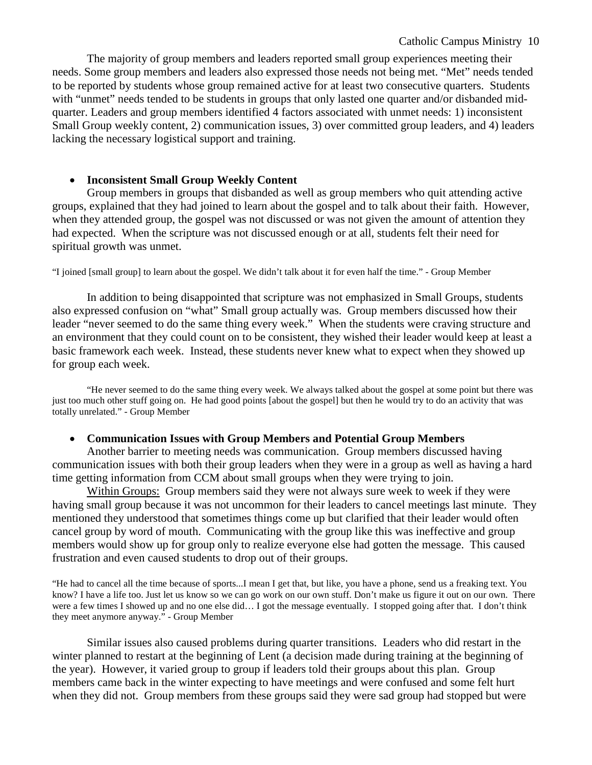The majority of group members and leaders reported small group experiences meeting their needs. Some group members and leaders also expressed those needs not being met. "Met" needs tended to be reported by students whose group remained active for at least two consecutive quarters. Students with "unmet" needs tended to be students in groups that only lasted one quarter and/or disbanded mid-quarter. Leaders and group members identified 4 factors associated with unmet needs: 1) inconsistent Small Group weekly content, 2) communication issues, 3) over committed group leaders, and 4) leaders lacking the necessary logistical support and training.

- **Inconsistent Small Group Weekly Content**

Group members in groups that disbanded as well as group members who quit attending active groups, explained that they had joined to learn about the gospel and to talk about their faith. However, when they attended group, the gospel was not discussed or was not given the amount of attention they had expected. When the scripture was not discussed enough or at all, students felt their need for spiritual growth was unmet.

"I joined [small group] to learn about the gospel. We didn't talk about it for even half the time." - Group Member

In addition to being disappointed that scripture was not emphasized in Small Groups, students also expressed confusion on "what" Small group actually was. Group members discussed how their leader "never seemed to do the same thing every week." When the students were craving structure and an environment that they could count on to be consistent, they wished their leader would keep at least a basic framework each week. Instead, these students never knew what to expect when they showed up for group each week.

"He never seemed to do the same thing every week. We always talked about the gospel at some point but there was just too much other stuff going on. He had good points [about the gospel] but then he would try to do an activity that was totally unrelated." - Group Member

- **Communication Issues with Group Members and Potential Group Members**

Another barrier to meeting needs was communication. Group members discussed having communication issues with both their group leaders when they were in a group as well as having a hard time getting information from CCM about small groups when they were trying to join.

<u>Within Groups:</u> Group members said they were not always sure week to week if they were having small group because it was not uncommon for their leaders to cancel meetings last minute. They mentioned they understood that sometimes things come up but clarified that their leader would often cancel group by word of mouth. Communicating with the group like this was ineffective and group members would show up for group only to realize everyone else had gotten the message. This caused frustration and even caused students to drop out of their groups.

"He had to cancel all the time because of sports...I mean I get that, but like, you have a phone, send us a freaking text. You know? I have a life too. Just let us know so we can go work on our own stuff. Don't make us figure it out on our own. There were a few times I showed up and no one else did… I got the message eventually. I stopped going after that. I don't think they meet anymore anyway." - Group Member

Similar issues also caused problems during quarter transitions. Leaders who did restart in the winter planned to restart at the beginning of Lent (a decision made during training at the beginning of the year). However, it varied group to group if leaders told their groups about this plan. Group members came back in the winter expecting to have meetings and were confused and some felt hurt when they did not. Group members from these groups said they were sad group had stopped but were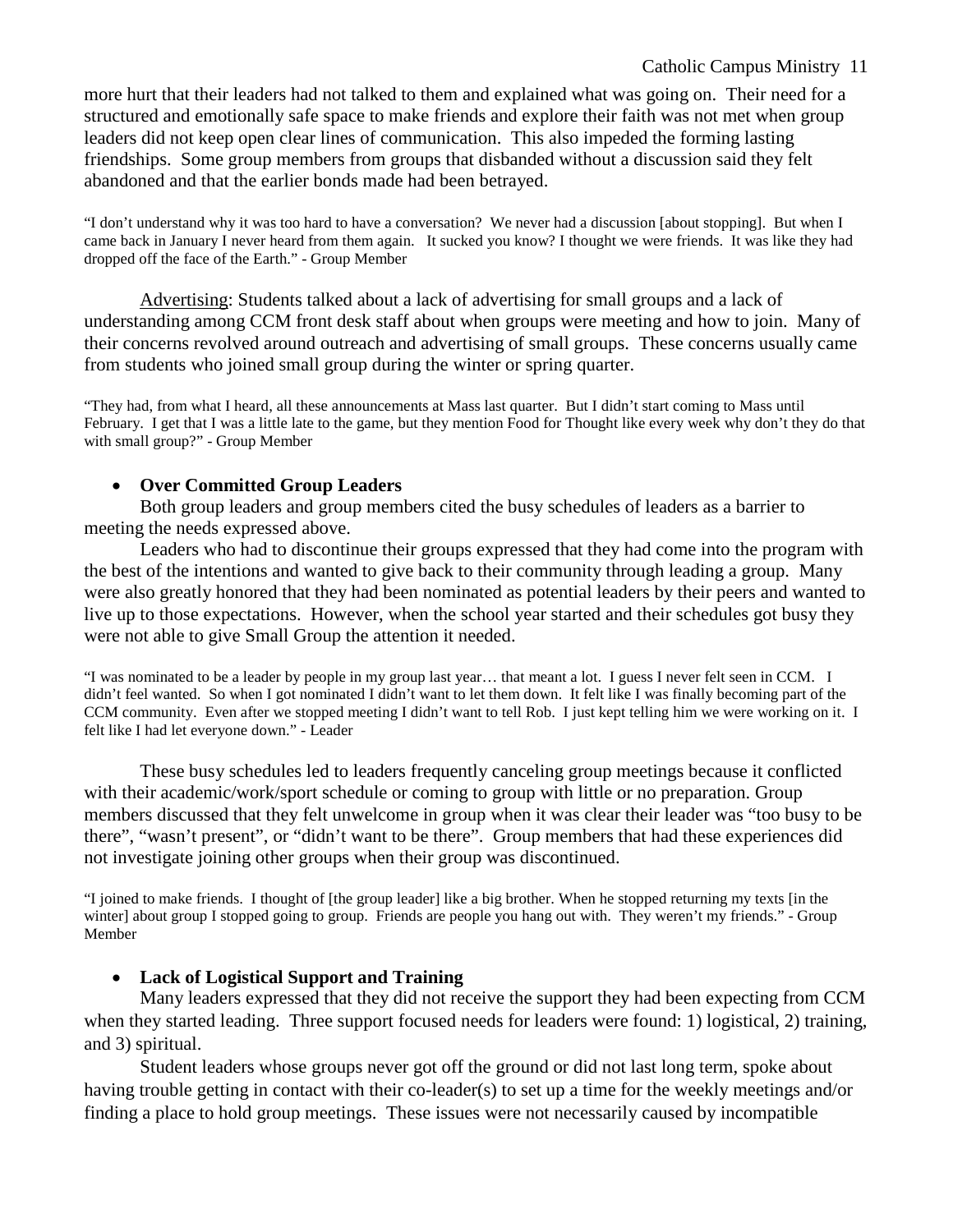more hurt that their leaders had not talked to them and explained what was going on. Their need for a structured and emotionally safe space to make friends and explore their faith was not met when group leaders did not keep open clear lines of communication. This also impeded the forming lasting friendships. Some group members from groups that disbanded without a discussion said they felt abandoned and that the earlier bonds made had been betrayed.

"I don't understand why it was too hard to have a conversation? We never had a discussion [about stopping]. But when I came back in January I never heard from them again. It sucked you know? I thought we were friends. It was like they had dropped off the face of the Earth." - Group Member

Advertising: Students talked about a lack of advertising for small groups and a lack of understanding among CCM front desk staff about when groups were meeting and how to join. Many of their concerns revolved around outreach and advertising of small groups. These concerns usually came from students who joined small group during the winter or spring quarter.

"They had, from what I heard, all these announcements at Mass last quarter. But I didn't start coming to Mass until February. I get that I was a little late to the game, but they mention Food for Thought like every week why don't they do that with small group?" - Group Member

- **Over Committed Group Leaders**

Both group leaders and group members cited the busy schedules of leaders as a barrier to meeting the needs expressed above.

Leaders who had to discontinue their groups expressed that they had come into the program with the best of the intentions and wanted to give back to their community through leading a group. Many were also greatly honored that they had been nominated as potential leaders by their peers and wanted to live up to those expectations. However, when the school year started and their schedules got busy they were not able to give Small Group the attention it needed.

"I was nominated to be a leader by people in my group last year… that meant a lot. I guess I never felt seen in CCM. I didn't feel wanted. So when I got nominated I didn't want to let them down. It felt like I was finally becoming part of the CCM community. Even after we stopped meeting I didn't want to tell Rob. I just kept telling him we were working on it. I felt like I had let everyone down." - Leader

These busy schedules led to leaders frequently canceling group meetings because it conflicted with their academic/work/sport schedule or coming to group with little or no preparation. Group members discussed that they felt unwelcome in group when it was clear their leader was "too busy to be there", "wasn't present", or "didn't want to be there". Group members that had these experiences did not investigate joining other groups when their group was discontinued.

"I joined to make friends. I thought of [the group leader] like a big brother. When he stopped returning my texts [in the winter] about group I stopped going to group. Friends are people you hang out with. They weren't my friends." - Group Member

- **Lack of Logistical Support and Training**

Many leaders expressed that they did not receive the support they had been expecting from CCM when they started leading. Three support focused needs for leaders were found: 1) logistical, 2) training, and 3) spiritual.

Student leaders whose groups never got off the ground or did not last long term, spoke about having trouble getting in contact with their co-leader(s) to set up a time for the weekly meetings and/or finding a place to hold group meetings. These issues were not necessarily caused by incompatible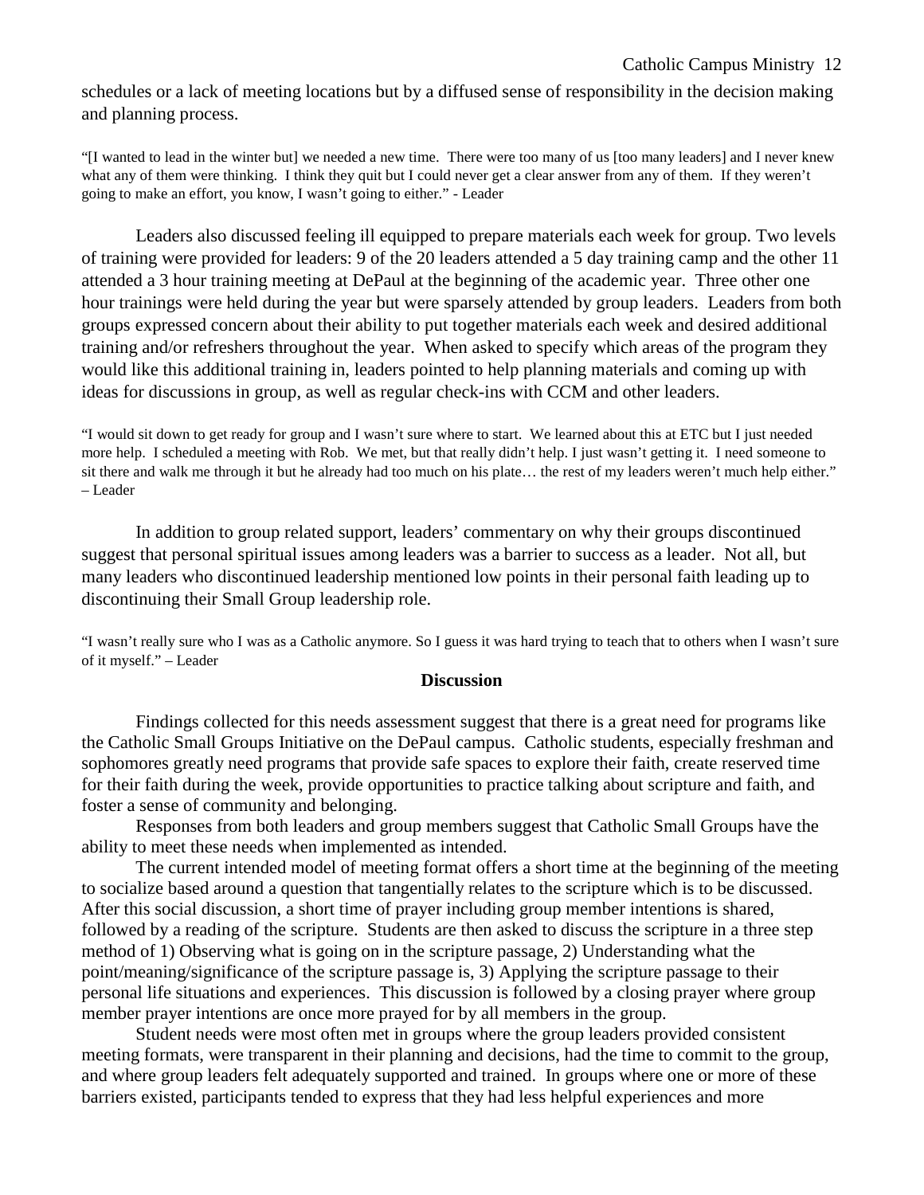schedules or a lack of meeting locations but by a diffused sense of responsibility in the decision making and planning process.

"[I wanted to lead in the winter but] we needed a new time. There were too many of us [too many leaders] and I never knew what any of them were thinking. I think they quit but I could never get a clear answer from any of them. If they weren't going to make an effort, you know, I wasn't going to either." - Leader

Leaders also discussed feeling ill equipped to prepare materials each week for group. Two levels of training were provided for leaders: 9 of the 20 leaders attended a 5 day training camp and the other 11 attended a 3 hour training meeting at DePaul at the beginning of the academic year. Three other one hour trainings were held during the year but were sparsely attended by group leaders. Leaders from both groups expressed concern about their ability to put together materials each week and desired additional training and/or refreshers throughout the year. When asked to specify which areas of the program they would like this additional training in, leaders pointed to help planning materials and coming up with ideas for discussions in group, as well as regular check-ins with CCM and other leaders.

"I would sit down to get ready for group and I wasn't sure where to start. We learned about this at ETC but I just needed more help. I scheduled a meeting with Rob. We met, but that really didn't help. I just wasn't getting it. I need someone to sit there and walk me through it but he already had too much on his plate… the rest of my leaders weren't much help either." – Leader

In addition to group related support, leaders' commentary on why their groups discontinued suggest that personal spiritual issues among leaders was a barrier to success as a leader. Not all, but many leaders who discontinued leadership mentioned low points in their personal faith leading up to discontinuing their Small Group leadership role.

"I wasn't really sure who I was as a Catholic anymore. So I guess it was hard trying to teach that to others when I wasn't sure of it myself." – Leader

## Discussion

Findings collected for this needs assessment suggest that there is a great need for programs like the Catholic Small Groups Initiative on the DePaul campus. Catholic students, especially freshman and sophomores greatly need programs that provide safe spaces to explore their faith, create reserved time for their faith during the week, provide opportunities to practice talking about scripture and faith, and foster a sense of community and belonging.

Responses from both leaders and group members suggest that Catholic Small Groups have the ability to meet these needs when implemented as intended.

The current intended model of meeting format offers a short time at the beginning of the meeting to socialize based around a question that tangentially relates to the scripture which is to be discussed. After this social discussion, a short time of prayer including group member intentions is shared, followed by a reading of the scripture. Students are then asked to discuss the scripture in a three step method of 1) Observing what is going on in the scripture passage, 2) Understanding what the point/meaning/significance of the scripture passage is, 3) Applying the scripture passage to their personal life situations and experiences. This discussion is followed by a closing prayer where group member prayer intentions are once more prayed for by all members in the group.

Student needs were most often met in groups where the group leaders provided consistent meeting formats, were transparent in their planning and decisions, had the time to commit to the group, and where group leaders felt adequately supported and trained. In groups where one or more of these barriers existed, participants tended to express that they had less helpful experiences and more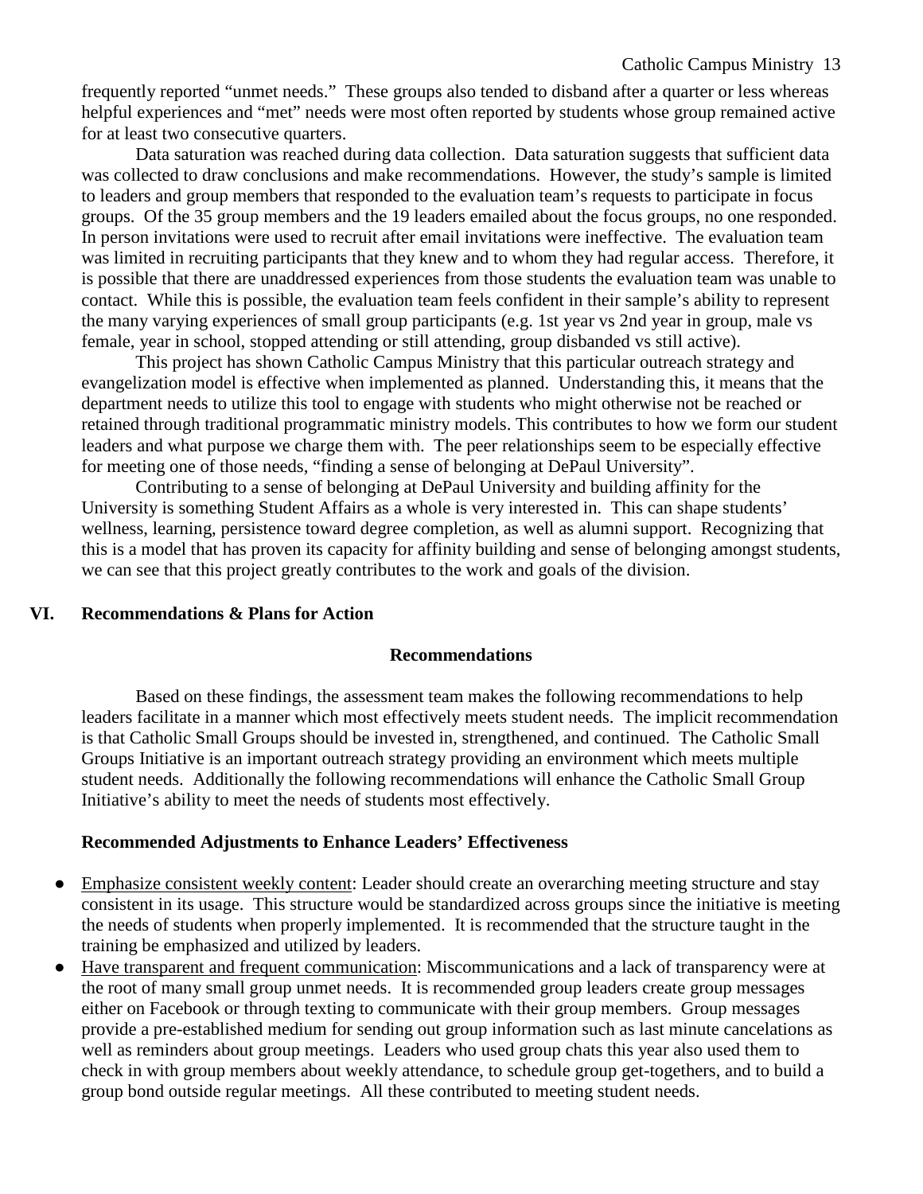frequently reported "unmet needs." These groups also tended to disband after a quarter or less whereas helpful experiences and "met" needs were most often reported by students whose group remained active for at least two consecutive quarters.

Data saturation was reached during data collection. Data saturation suggests that sufficient data was collected to draw conclusions and make recommendations. However, the study's sample is limited to leaders and group members that responded to the evaluation team's requests to participate in focus groups. Of the 35 group members and the 19 leaders emailed about the focus groups, no one responded. In person invitations were used to recruit after email invitations were ineffective. The evaluation team was limited in recruiting participants that they knew and to whom they had regular access. Therefore, it is possible that there are unaddressed experiences from those students the evaluation team was unable to contact. While this is possible, the evaluation team feels confident in their sample's ability to represent the many varying experiences of small group participants (e.g. 1st year vs 2nd year in group, male vs female, year in school, stopped attending or still attending, group disbanded vs still active).

This project has shown Catholic Campus Ministry that this particular outreach strategy and evangelization model is effective when implemented as planned. Understanding this, it means that the department needs to utilize this tool to engage with students who might otherwise not be reached or retained through traditional programmatic ministry models. This contributes to how we form our student leaders and what purpose we charge them with. The peer relationships seem to be especially effective for meeting one of those needs, "finding a sense of belonging at DePaul University".

Contributing to a sense of belonging at DePaul University and building affinity for the University is something Student Affairs as a whole is very interested in. This can shape students' wellness, learning, persistence toward degree completion, as well as alumni support. Recognizing that this is a model that has proven its capacity for affinity building and sense of belonging amongst students, we can see that this project greatly contributes to the work and goals of the division.

## VI. Recommendations & Plans for Action

### Recommendations

Based on these findings, the assessment team makes the following recommendations to help leaders facilitate in a manner which most effectively meets student needs. The implicit recommendation is that Catholic Small Groups should be invested in, strengthened, and continued. The Catholic Small Groups Initiative is an important outreach strategy providing an environment which meets multiple student needs. Additionally the following recommendations will enhance the Catholic Small Group Initiative's ability to meet the needs of students most effectively.

**Recommended Adjustments to Enhance Leaders' Effectiveness**

- Emphasize consistent weekly content: Leader should create an overarching meeting structure and stay consistent in its usage. This structure would be standardized across groups since the initiative is meeting the needs of students when properly implemented. It is recommended that the structure taught in the training be emphasized and utilized by leaders.
- Have transparent and frequent communication: Miscommunications and a lack of transparency were at the root of many small group unmet needs. It is recommended group leaders create group messages either on Facebook or through texting to communicate with their group members. Group messages provide a pre-established medium for sending out group information such as last minute cancelations as well as reminders about group meetings. Leaders who used group chats this year also used them to check in with group members about weekly attendance, to schedule group get-togethers, and to build a group bond outside regular meetings. All these contributed to meeting student needs.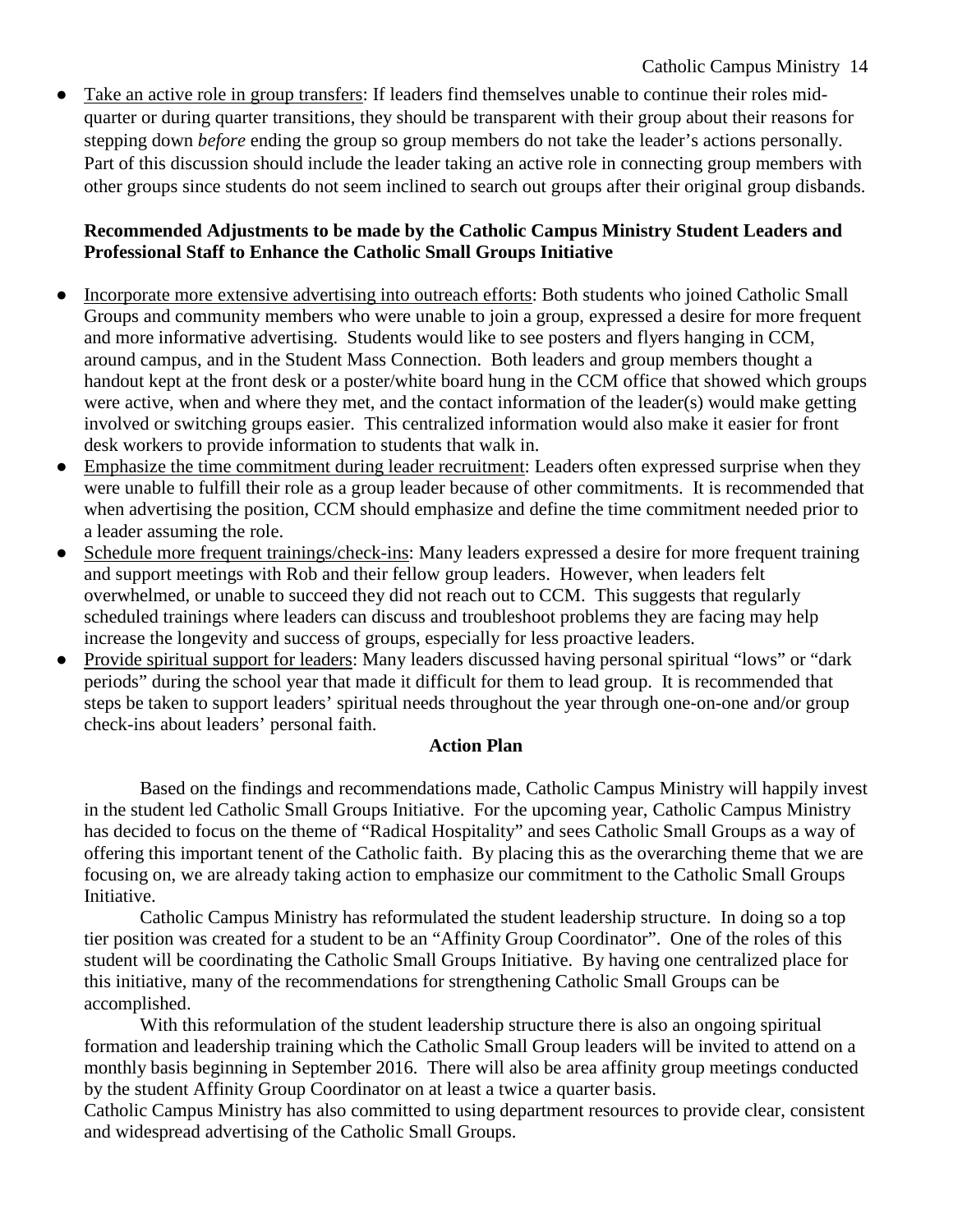- Take an active role in group transfers: If leaders find themselves unable to continue their roles mid-quarter or during quarter transitions, they should be transparent with their group about their reasons for stepping down *before* ending the group so group members do not take the leader's actions personally. Part of this discussion should include the leader taking an active role in connecting group members with other groups since students do not seem inclined to search out groups after their original group disbands.

**Recommended Adjustments to be made by the Catholic Campus Ministry Student Leaders and Professional Staff to Enhance the Catholic Small Groups Initiative**

- Incorporate more extensive advertising into outreach efforts: Both students who joined Catholic Small Groups and community members who were unable to join a group, expressed a desire for more frequent and more informative advertising. Students would like to see posters and flyers hanging in CCM, around campus, and in the Student Mass Connection. Both leaders and group members thought a handout kept at the front desk or a poster/white board hung in the CCM office that showed which groups were active, when and where they met, and the contact information of the leader(s) would make getting involved or switching groups easier. This centralized information would also make it easier for front desk workers to provide information to students that walk in.
- Emphasize the time commitment during leader recruitment: Leaders often expressed surprise when they were unable to fulfill their role as a group leader because of other commitments. It is recommended that when advertising the position, CCM should emphasize and define the time commitment needed prior to a leader assuming the role.
- Schedule more frequent trainings/check-ins: Many leaders expressed a desire for more frequent training and support meetings with Rob and their fellow group leaders. However, when leaders felt overwhelmed, or unable to succeed they did not reach out to CCM. This suggests that regularly scheduled trainings where leaders can discuss and troubleshoot problems they are facing may help increase the longevity and success of groups, especially for less proactive leaders.
- Provide spiritual support for leaders: Many leaders discussed having personal spiritual "lows" or "dark periods" during the school year that made it difficult for them to lead group. It is recommended that steps be taken to support leaders' spiritual needs throughout the year through one-on-one and/or group check-ins about leaders' personal faith.

## Action Plan

Based on the findings and recommendations made, Catholic Campus Ministry will happily invest in the student led Catholic Small Groups Initiative. For the upcoming year, Catholic Campus Ministry has decided to focus on the theme of "Radical Hospitality" and sees Catholic Small Groups as a way of offering this important tenent of the Catholic faith. By placing this as the overarching theme that we are focusing on, we are already taking action to emphasize our commitment to the Catholic Small Groups Initiative.

Catholic Campus Ministry has reformulated the student leadership structure. In doing so a top tier position was created for a student to be an "Affinity Group Coordinator". One of the roles of this student will be coordinating the Catholic Small Groups Initiative. By having one centralized place for this initiative, many of the recommendations for strengthening Catholic Small Groups can be accomplished.

With this reformulation of the student leadership structure there is also an ongoing spiritual formation and leadership training which the Catholic Small Group leaders will be invited to attend on a monthly basis beginning in September 2016. There will also be area affinity group meetings conducted by the student Affinity Group Coordinator on at least a twice a quarter basis.

Catholic Campus Ministry has also committed to using department resources to provide clear, consistent and widespread advertising of the Catholic Small Groups.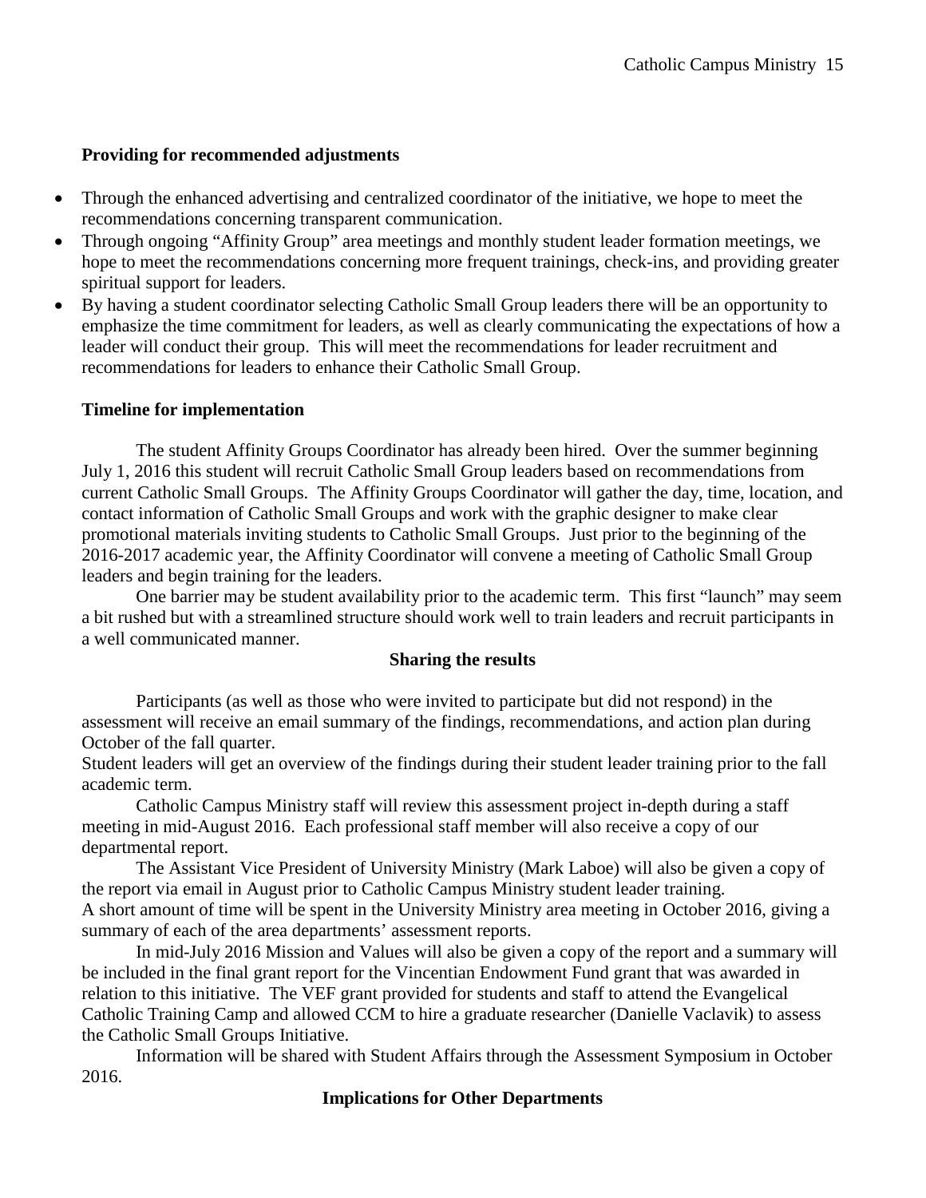### Providing for recommended adjustments

- Through the enhanced advertising and centralized coordinator of the initiative, we hope to meet the recommendations concerning transparent communication.
- Through ongoing "Affinity Group" area meetings and monthly student leader formation meetings, we hope to meet the recommendations concerning more frequent trainings, check-ins, and providing greater spiritual support for leaders.
- By having a student coordinator selecting Catholic Small Group leaders there will be an opportunity to emphasize the time commitment for leaders, as well as clearly communicating the expectations of how a leader will conduct their group. This will meet the recommendations for leader recruitment and recommendations for leaders to enhance their Catholic Small Group.

### Timeline for implementation

The student Affinity Groups Coordinator has already been hired. Over the summer beginning July 1, 2016 this student will recruit Catholic Small Group leaders based on recommendations from current Catholic Small Groups. The Affinity Groups Coordinator will gather the day, time, location, and contact information of Catholic Small Groups and work with the graphic designer to make clear promotional materials inviting students to Catholic Small Groups. Just prior to the beginning of the 2016-2017 academic year, the Affinity Coordinator will convene a meeting of Catholic Small Group leaders and begin training for the leaders.

One barrier may be student availability prior to the academic term. This first "launch" may seem a bit rushed but with a streamlined structure should work well to train leaders and recruit participants in a well communicated manner.

## Sharing the results

Participants (as well as those who were invited to participate but did not respond) in the assessment will receive an email summary of the findings, recommendations, and action plan during October of the fall quarter.

Student leaders will get an overview of the findings during their student leader training prior to the fall academic term.

Catholic Campus Ministry staff will review this assessment project in-depth during a staff meeting in mid-August 2016. Each professional staff member will also receive a copy of our departmental report.

The Assistant Vice President of University Ministry (Mark Laboe) will also be given a copy of the report via email in August prior to Catholic Campus Ministry student leader training.

A short amount of time will be spent in the University Ministry area meeting in October 2016, giving a summary of each of the area departments' assessment reports.

In mid-July 2016 Mission and Values will also be given a copy of the report and a summary will be included in the final grant report for the Vincentian Endowment Fund grant that was awarded in relation to this initiative. The VEF grant provided for students and staff to attend the Evangelical Catholic Training Camp and allowed CCM to hire a graduate researcher (Danielle Vaclavik) to assess the Catholic Small Groups Initiative.

Information will be shared with Student Affairs through the Assessment Symposium in October 2016.

## Implications for Other Departments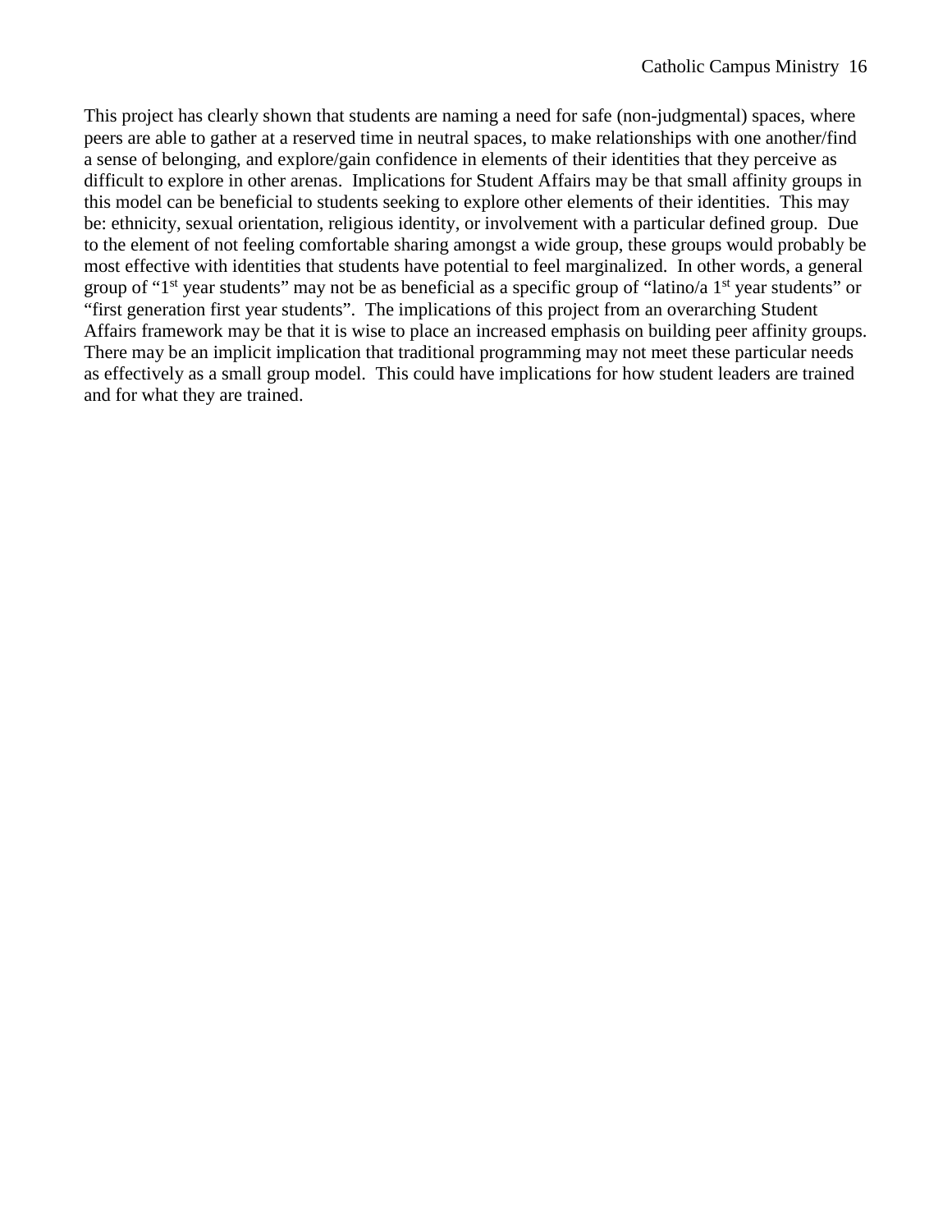This project has clearly shown that students are naming a need for safe (non-judgmental) spaces, where peers are able to gather at a reserved time in neutral spaces, to make relationships with one another/find a sense of belonging, and explore/gain confidence in elements of their identities that they perceive as difficult to explore in other arenas. Implications for Student Affairs may be that small affinity groups in this model can be beneficial to students seeking to explore other elements of their identities. This may be: ethnicity, sexual orientation, religious identity, or involvement with a particular defined group. Due to the element of not feeling comfortable sharing amongst a wide group, these groups would probably be most effective with identities that students have potential to feel marginalized. In other words, a general group of "1st year students" may not be as beneficial as a specific group of "latino/a 1st year students" or "first generation first year students". The implications of this project from an overarching Student Affairs framework may be that it is wise to place an increased emphasis on building peer affinity groups. There may be an implicit implication that traditional programming may not meet these particular needs as effectively as a small group model. This could have implications for how student leaders are trained and for what they are trained.